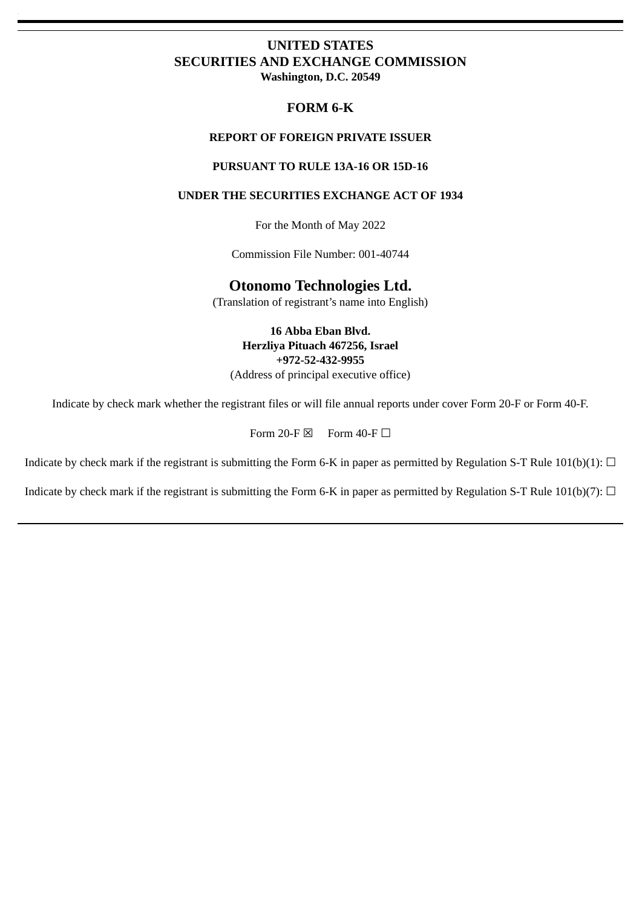# UNITED STATES
# SECURITIES AND EXCHANGE COMMISSION
**Washington, D.C. 20549**

## FORM 6-K

**REPORT OF FOREIGN PRIVATE ISSUER**

**PURSUANT TO RULE 13A-16 OR 15D-16**

**UNDER THE SECURITIES EXCHANGE ACT OF 1934**

For the Month of May 2022

Commission File Number: 001-40744

## Otonomo Technologies Ltd.
(Translation of registrant's name into English)

**16 Abba Eban Blvd.**
**Herzliya Pituach 467256, Israel**
**+972-52-432-9955**
(Address of principal executive office)

Indicate by check mark whether the registrant files or will file annual reports under cover Form 20-F or Form 40-F.

Form 20-F ☒ Form 40-F ☐

Indicate by check mark if the registrant is submitting the Form 6-K in paper as permitted by Regulation S-T Rule 101(b)(1): ☐

Indicate by check mark if the registrant is submitting the Form 6-K in paper as permitted by Regulation S-T Rule 101(b)(7): ☐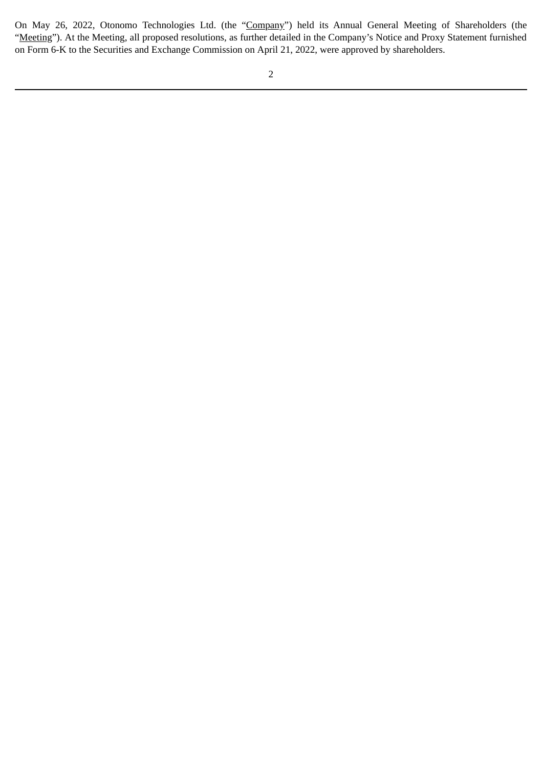On May 26, 2022, Otonomo Technologies Ltd. (the "Company") held its Annual General Meeting of Shareholders (the "Meeting"). At the Meeting, all proposed resolutions, as further detailed in the Company's Notice and Proxy Statement furnished on Form 6-K to the Securities and Exchange Commission on April 21, 2022, were approved by shareholders.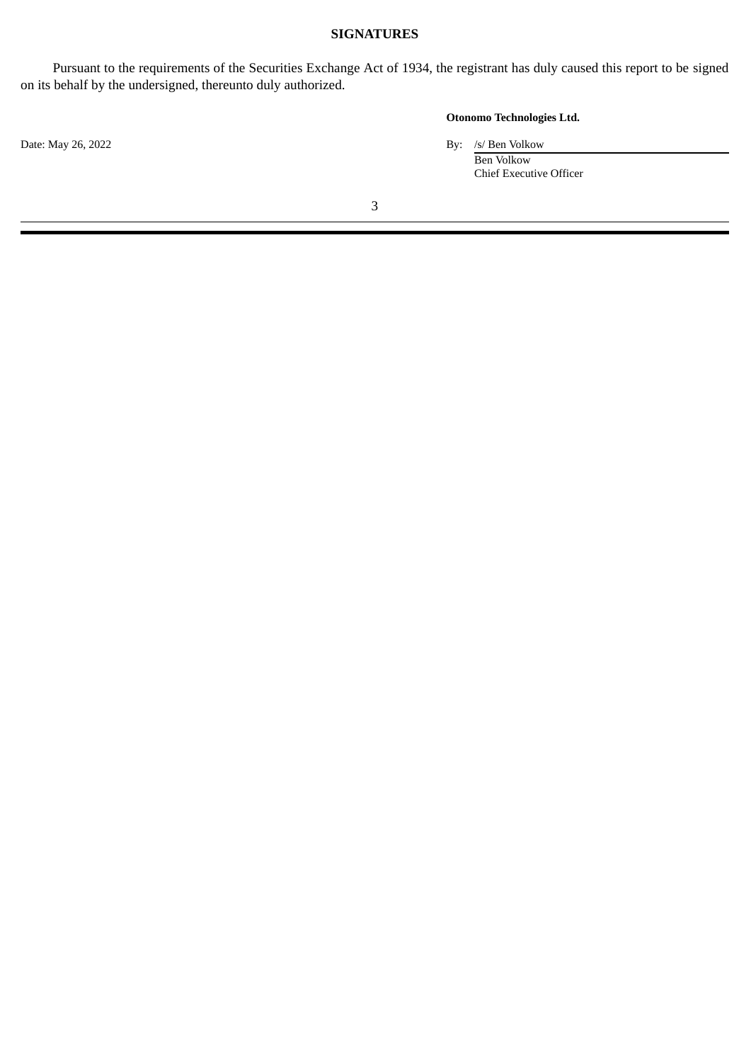## SIGNATURES

Pursuant to the requirements of the Securities Exchange Act of 1934, the registrant has duly caused this report to be signed on its behalf by the undersigned, thereunto duly authorized.

**Otonomo Technologies Ltd.**

Date: May 26, 2022

By: /s/ Ben Volkow
Ben Volkow
Chief Executive Officer